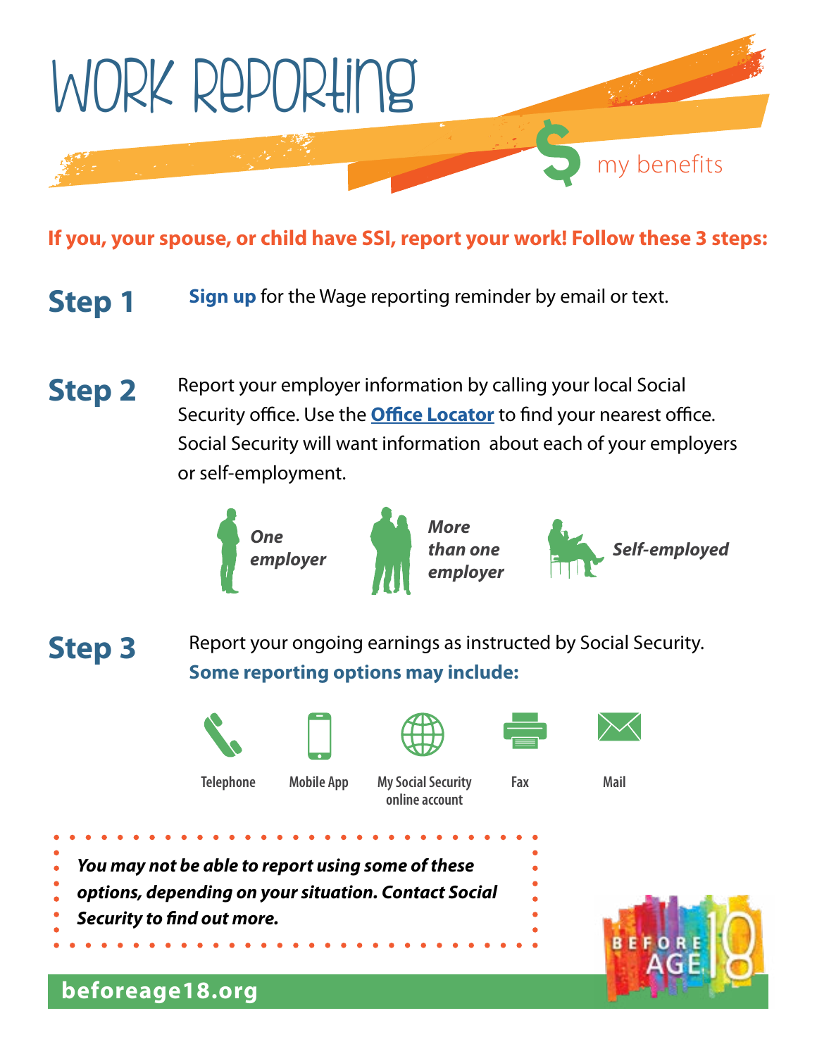# Work Reporting

my benefits

**If you, your spouse, or child have SSI, report your work! Follow these 3 steps:**

## Step 1

**Sign up** for the Wage reporting reminder by email or text.

## Step 2

Report your employer information by calling your local Social Security office. Use the **Office Locator** to find your nearest office. Social Security will want information about each of your employers or self-employment.

- ***One employer***
- ***More than one employer***
- ***Self-employed***

## Step 3

Report your ongoing earnings as instructed by Social Security.

**Some reporting options may include:**

- Telephone
- Mobile App
- My Social Security online account
- Fax
- Mail

***You may not be able to report using some of these options, depending on your situation. Contact Social Security to find out more.***

**beforeage18.org**

BEFORE AGE 18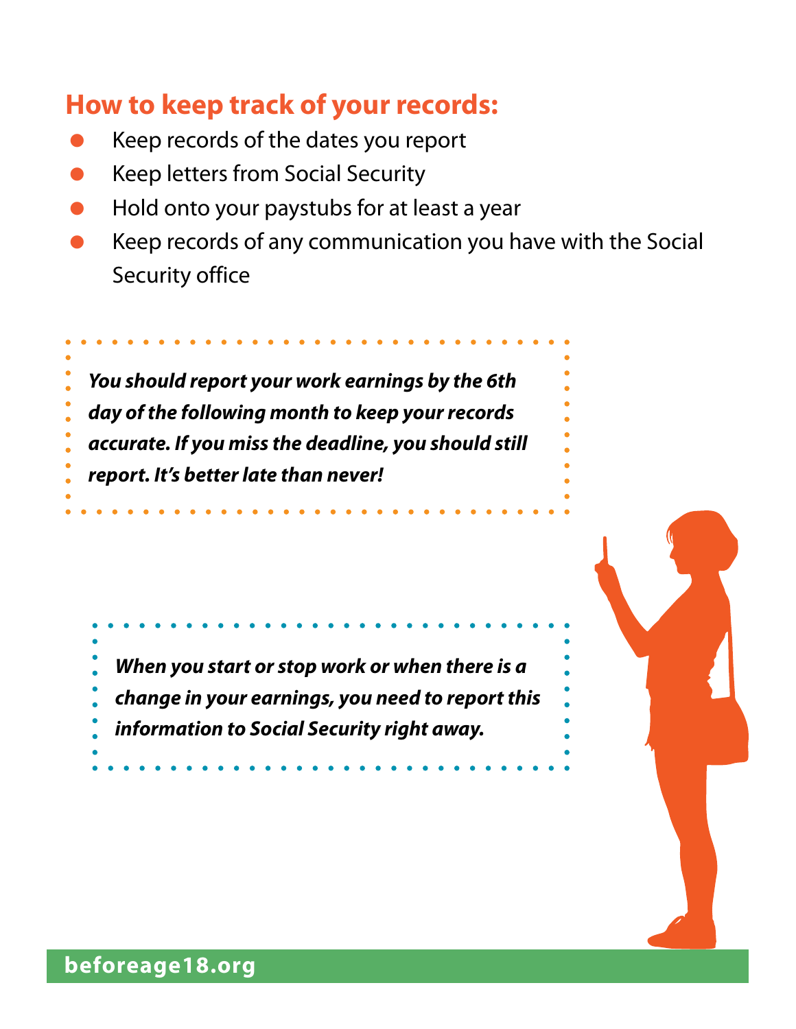## How to keep track of your records:

- Keep records of the dates you report
- Keep letters from Social Security
- Hold onto your paystubs for at least a year
- Keep records of any communication you have with the Social Security office

***You should report your work earnings by the 6th day of the following month to keep your records accurate. If you miss the deadline, you should still report. It's better late than never!***

***When you start or stop work or when there is a change in your earnings, you need to report this information to Social Security right away.***

**beforeage18.org**